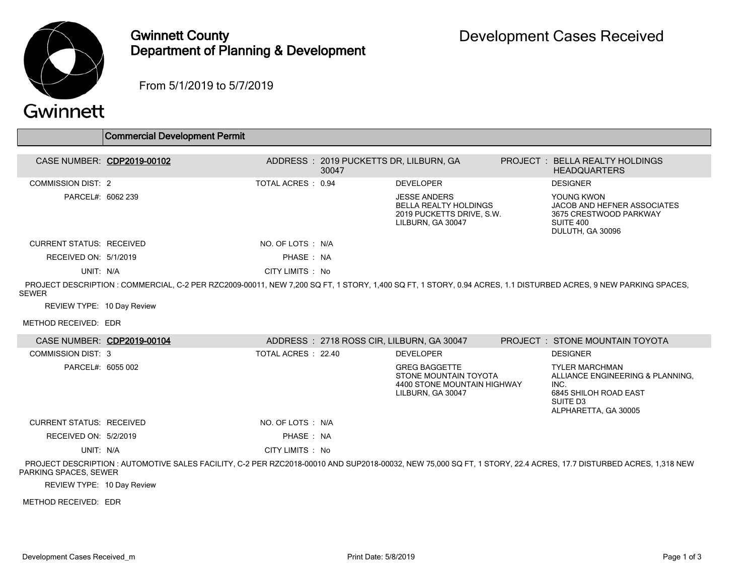# Gwinnett County
# Department of Planning & Development

## Development Cases Received

From 5/1/2019 to 5/7/2019

### Commercial Development Permit

**CASE NUMBER: CDP2019-00102**

ADDRESS : 2019 PUCKETTS DR, LILBURN, GA 30047

PROJECT : BELLA REALTY HOLDINGS HEADQUARTERS

COMMISSION DIST: 2

TOTAL ACRES : 0.94

PARCEL#: 6062 239

DEVELOPER
JESSE ANDERS
BELLA REALTY HOLDINGS
2019 PUCKETTS DRIVE, S.W.
LILBURN, GA 30047

DESIGNER
YOUNG KWON
JACOB AND HEFNER ASSOCIATES
3675 CRESTWOOD PARKWAY
SUITE 400
DULUTH, GA 30096

CURRENT STATUS: RECEIVED

NO. OF LOTS : N/A

RECEIVED ON: 5/1/2019

PHASE : NA

UNIT: N/A

CITY LIMITS : No

PROJECT DESCRIPTION : COMMERCIAL, C-2 PER RZC2009-00011, NEW 7,200 SQ FT, 1 STORY, 1,400 SQ FT, 1 STORY, 0.94 ACRES, 1.1 DISTURBED ACRES, 9 NEW PARKING SPACES, SEWER

REVIEW TYPE: 10 Day Review

METHOD RECEIVED: EDR

**CASE NUMBER: CDP2019-00104**

ADDRESS : 2718 ROSS CIR, LILBURN, GA 30047

PROJECT : STONE MOUNTAIN TOYOTA

COMMISSION DIST: 3

TOTAL ACRES : 22.40

PARCEL#: 6055 002

DEVELOPER
GREG BAGGETTE
STONE MOUNTAIN TOYOTA
4400 STONE MOUNTAIN HIGHWAY
LILBURN, GA 30047

DESIGNER
TYLER MARCHMAN
ALLIANCE ENGINEERING & PLANNING, INC.
6845 SHILOH ROAD EAST
SUITE D3
ALPHARETTA, GA 30005

CURRENT STATUS: RECEIVED

NO. OF LOTS : N/A

RECEIVED ON: 5/2/2019

PHASE : NA

UNIT: N/A

CITY LIMITS : No

PROJECT DESCRIPTION : AUTOMOTIVE SALES FACILITY, C-2 PER RZC2018-00010 AND SUP2018-00032, NEW 75,000 SQ FT, 1 STORY, 22.4 ACRES, 17.7 DISTURBED ACRES, 1,318 NEW PARKING SPACES, SEWER

REVIEW TYPE: 10 Day Review

METHOD RECEIVED: EDR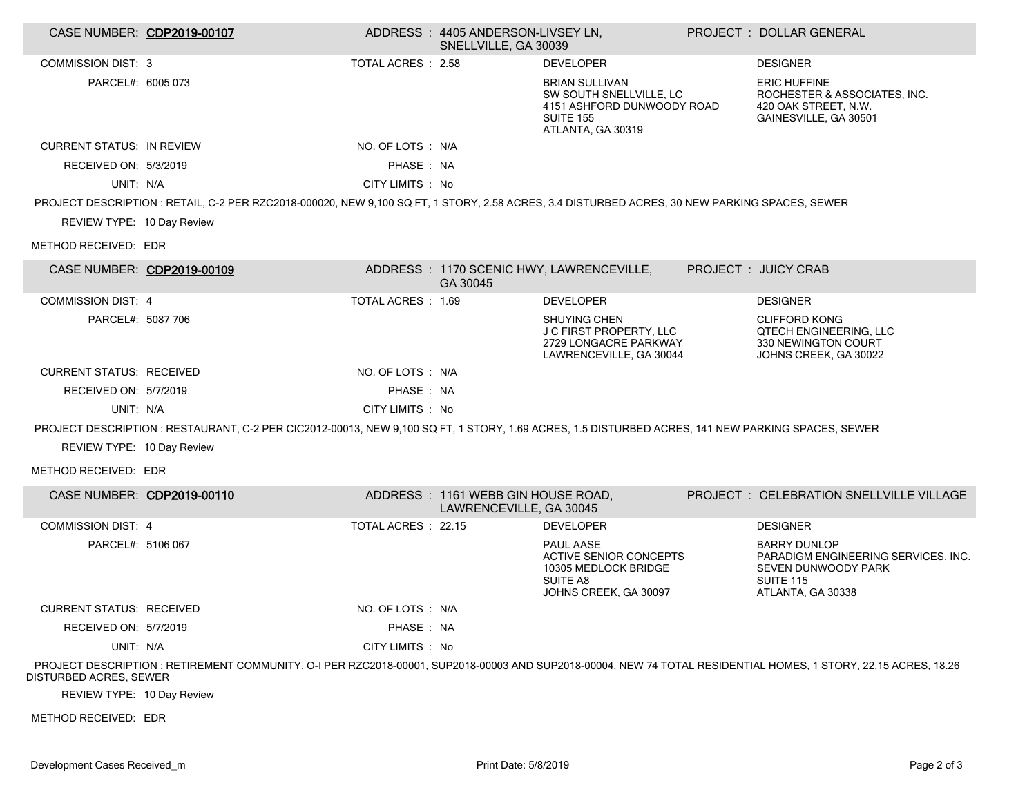| CASE NUMBER: **CDP2019-00107** | ADDRESS : 4405 ANDERSON-LIVSEY LN, SNELLVILLE, GA 30039 | PROJECT : DOLLAR GENERAL | |
|---|---|---|---|
| COMMISSION DIST: 3 | TOTAL ACRES : 2.58 | DEVELOPER | DESIGNER |
| PARCEL#: 6005 073 | | BRIAN SULLIVAN<br>SW SOUTH SNELLVILLE, LC<br>4151 ASHFORD DUNWOODY ROAD<br>SUITE 155<br>ATLANTA, GA 30319 | ERIC HUFFINE<br>ROCHESTER & ASSOCIATES, INC.<br>420 OAK STREET, N.W.<br>GAINESVILLE, GA 30501 |
| CURRENT STATUS: IN REVIEW | NO. OF LOTS : N/A | | |
| RECEIVED ON: 5/3/2019 | PHASE : NA | | |
| UNIT: N/A | CITY LIMITS : No | | |

PROJECT DESCRIPTION : RETAIL, C-2 PER RZC2018-000020, NEW 9,100 SQ FT, 1 STORY, 2.58 ACRES, 3.4 DISTURBED ACRES, 30 NEW PARKING SPACES, SEWER

REVIEW TYPE: 10 Day Review

METHOD RECEIVED: EDR

| CASE NUMBER: **CDP2019-00109** | ADDRESS : 1170 SCENIC HWY, LAWRENCEVILLE, GA 30045 | PROJECT : JUICY CRAB | |
|---|---|---|---|
| COMMISSION DIST: 4 | TOTAL ACRES : 1.69 | DEVELOPER | DESIGNER |
| PARCEL#: 5087 706 | | SHUYING CHEN<br>J C FIRST PROPERTY, LLC<br>2729 LONGACRE PARKWAY<br>LAWRENCEVILLE, GA 30044 | CLIFFORD KONG<br>QTECH ENGINEERING, LLC<br>330 NEWINGTON COURT<br>JOHNS CREEK, GA 30022 |
| CURRENT STATUS: RECEIVED | NO. OF LOTS : N/A | | |
| RECEIVED ON: 5/7/2019 | PHASE : NA | | |
| UNIT: N/A | CITY LIMITS : No | | |

PROJECT DESCRIPTION : RESTAURANT, C-2 PER CIC2012-00013, NEW 9,100 SQ FT, 1 STORY, 1.69 ACRES, 1.5 DISTURBED ACRES, 141 NEW PARKING SPACES, SEWER

REVIEW TYPE: 10 Day Review

METHOD RECEIVED: EDR

| CASE NUMBER: **CDP2019-00110** | ADDRESS : 1161 WEBB GIN HOUSE ROAD, LAWRENCEVILLE, GA 30045 | PROJECT : CELEBRATION SNELLVILLE VILLAGE | |
|---|---|---|---|
| COMMISSION DIST: 4 | TOTAL ACRES : 22.15 | DEVELOPER | DESIGNER |
| PARCEL#: 5106 067 | | PAUL AASE<br>ACTIVE SENIOR CONCEPTS<br>10305 MEDLOCK BRIDGE<br>SUITE A8<br>JOHNS CREEK, GA 30097 | BARRY DUNLOP<br>PARADIGM ENGINEERING SERVICES, INC.<br>SEVEN DUNWOODY PARK<br>SUITE 115<br>ATLANTA, GA 30338 |
| CURRENT STATUS: RECEIVED | NO. OF LOTS : N/A | | |
| RECEIVED ON: 5/7/2019 | PHASE : NA | | |
| UNIT: N/A | CITY LIMITS : No | | |

PROJECT DESCRIPTION : RETIREMENT COMMUNITY, O-I PER RZC2018-00001, SUP2018-00003 AND SUP2018-00004, NEW 74 TOTAL RESIDENTIAL HOMES, 1 STORY, 22.15 ACRES, 18.26 DISTURBED ACRES, SEWER

REVIEW TYPE: 10 Day Review

METHOD RECEIVED: EDR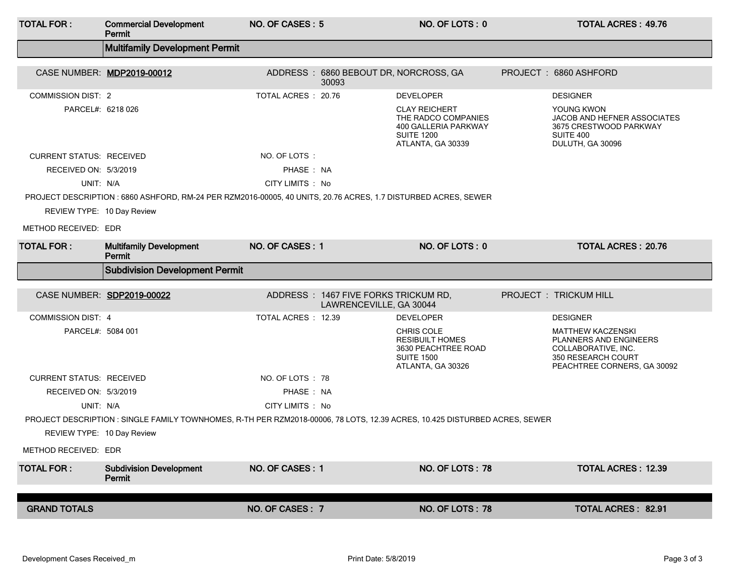| TOTAL FOR : | Commercial Development Permit | NO. OF CASES : 5 | NO. OF LOTS : 0 | TOTAL ACRES : 49.76 |
|---|---|---|---|---|

## Multifamily Development Permit

**CASE NUMBER:** MDP2019-00012
**ADDRESS :** 6860 BEBOUT DR, NORCROSS, GA 30093
**PROJECT :** 6860 ASHFORD

| | | | | |
|---|---|---|---|---|
| COMMISSION DIST: | 2 | TOTAL ACRES : 20.76 | DEVELOPER | DESIGNER |
| PARCEL#: | 6218 026 | | CLAY REICHERT<br>THE RADCO COMPANIES<br>400 GALLERIA PARKWAY<br>SUITE 1200<br>ATLANTA, GA 30339 | YOUNG KWON<br>JACOB AND HEFNER ASSOCIATES<br>3675 CRESTWOOD PARKWAY<br>SUITE 400<br>DULUTH, GA 30096 |
| CURRENT STATUS: | RECEIVED | NO. OF LOTS : | | |
| RECEIVED ON: | 5/3/2019 | PHASE : NA | | |
| UNIT: | N/A | CITY LIMITS : No | | |

PROJECT DESCRIPTION : 6860 ASHFORD, RM-24 PER RZM2016-00005, 40 UNITS, 20.76 ACRES, 1.7 DISTURBED ACRES, SEWER

REVIEW TYPE: 10 Day Review

METHOD RECEIVED: EDR

| TOTAL FOR : | Multifamily Development Permit | NO. OF CASES : 1 | NO. OF LOTS : 0 | TOTAL ACRES : 20.76 |
|---|---|---|---|---|

## Subdivision Development Permit

**CASE NUMBER:** SDP2019-00022
**ADDRESS :** 1467 FIVE FORKS TRICKUM RD, LAWRENCEVILLE, GA 30044
**PROJECT :** TRICKUM HILL

| | | | | |
|---|---|---|---|---|
| COMMISSION DIST: | 4 | TOTAL ACRES : 12.39 | DEVELOPER | DESIGNER |
| PARCEL#: | 5084 001 | | CHRIS COLE<br>RESIBUILT HOMES<br>3630 PEACHTREE ROAD<br>SUITE 1500<br>ATLANTA, GA 30326 | MATTHEW KACZENSKI<br>PLANNERS AND ENGINEERS COLLABORATIVE, INC.<br>350 RESEARCH COURT<br>PEACHTREE CORNERS, GA 30092 |
| CURRENT STATUS: | RECEIVED | NO. OF LOTS : 78 | | |
| RECEIVED ON: | 5/3/2019 | PHASE : NA | | |
| UNIT: | N/A | CITY LIMITS : No | | |

PROJECT DESCRIPTION : SINGLE FAMILY TOWNHOMES, R-TH PER RZM2018-00006, 78 LOTS, 12.39 ACRES, 10.425 DISTURBED ACRES, SEWER

REVIEW TYPE: 10 Day Review

METHOD RECEIVED: EDR

| TOTAL FOR : | Subdivision Development Permit | NO. OF CASES : 1 | NO. OF LOTS : 78 | TOTAL ACRES : 12.39 |
|---|---|---|---|---|

| GRAND TOTALS | NO. OF CASES : 7 | NO. OF LOTS : 78 | TOTAL ACRES : 82.91 |
|---|---|---|---|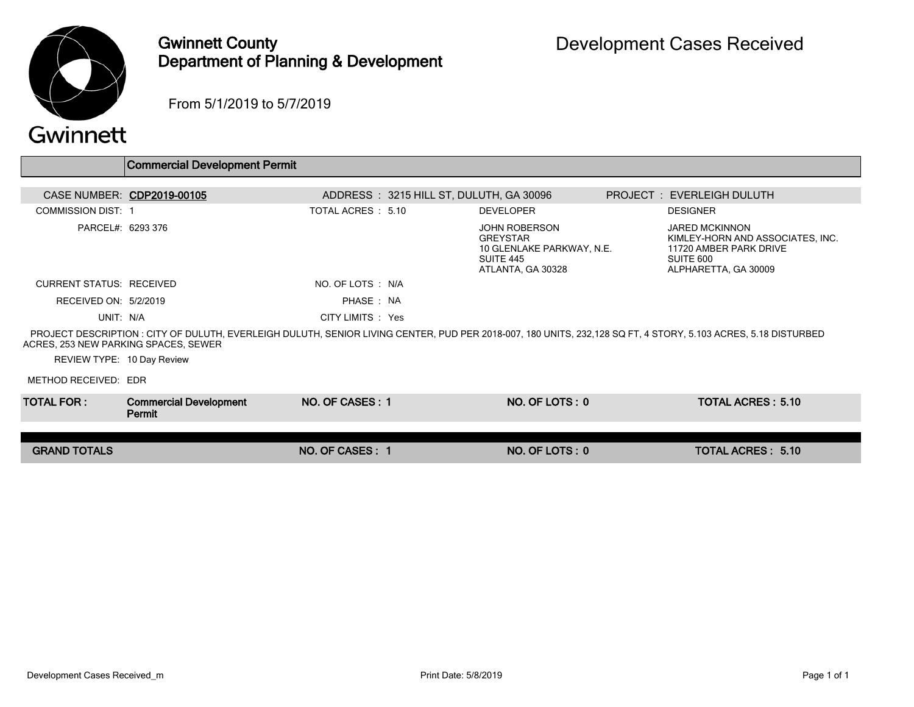# Gwinnett County Department of Planning & Development

# Development Cases Received

From 5/1/2019 to 5/7/2019

## Commercial Development Permit

CASE NUMBER: **CDP2019-00105** ADDRESS : 3215 HILL ST, DULUTH, GA 30096 PROJECT : EVERLEIGH DULUTH

COMMISSION DIST: 1
TOTAL ACRES : 5.10

PARCEL#: 6293 376

DEVELOPER
JOHN ROBERSON
GREYSTAR
10 GLENLAKE PARKWAY, N.E.
SUITE 445
ATLANTA, GA 30328

DESIGNER
JARED MCKINNON
KIMLEY-HORN AND ASSOCIATES, INC.
11720 AMBER PARK DRIVE
SUITE 600
ALPHARETTA, GA 30009

CURRENT STATUS: RECEIVED
NO. OF LOTS : N/A

RECEIVED ON: 5/2/2019
PHASE : NA

UNIT: N/A
CITY LIMITS : Yes

PROJECT DESCRIPTION : CITY OF DULUTH, EVERLEIGH DULUTH, SENIOR LIVING CENTER, PUD PER 2018-007, 180 UNITS, 232,128 SQ FT, 4 STORY, 5.103 ACRES, 5.18 DISTURBED ACRES, 253 NEW PARKING SPACES, SEWER

REVIEW TYPE: 10 Day Review

METHOD RECEIVED: EDR

| | | | | |
|---|---|---|---|---|
| **TOTAL FOR :** | **Commercial Development Permit** | **NO. OF CASES : 1** | **NO. OF LOTS : 0** | **TOTAL ACRES : 5.10** |
| **GRAND TOTALS** | | **NO. OF CASES : 1** | **NO. OF LOTS : 0** | **TOTAL ACRES : 5.10** |

Development Cases Received_m Print Date: 5/8/2019